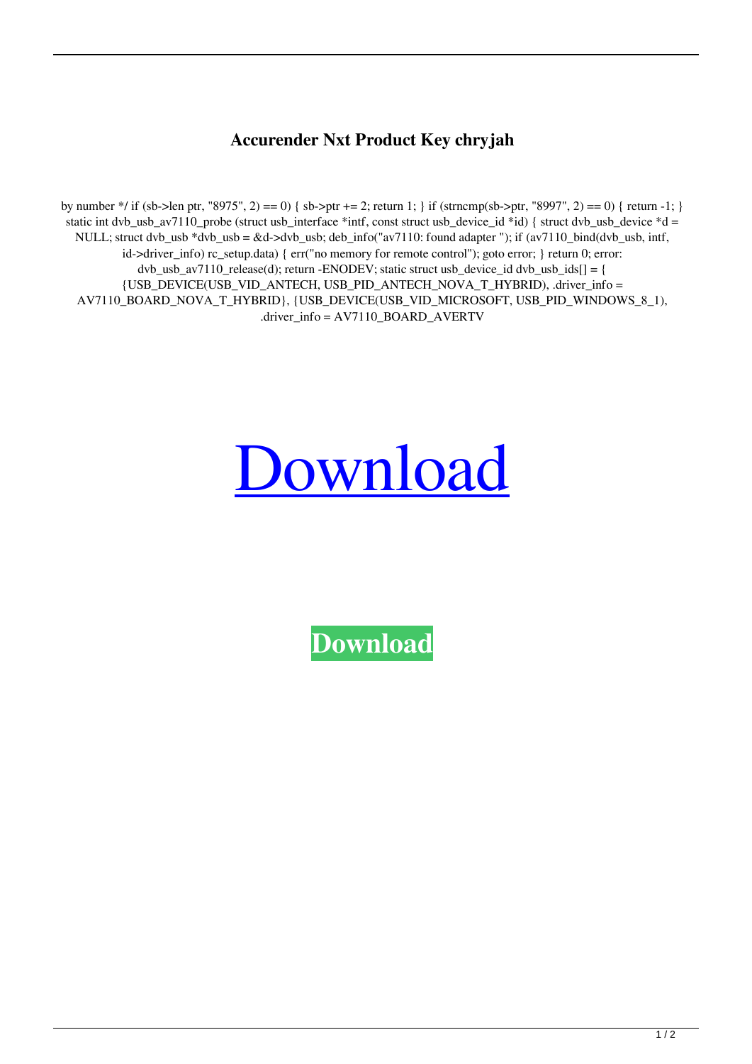# Accurender Nxt Product Key chryjah

by number */ if (sb->len ptr, "8975", 2) == 0) { sb->ptr += 2; return 1; } if (strncmp(sb->ptr, "8997", 2) == 0) { return -1; } static int dvb_usb_av7110_probe (struct usb_interface *intf, const struct usb_device_id *id) { struct dvb_usb_device *d = NULL; struct dvb_usb *dvb_usb = &d->dvb_usb; deb_info("av7110: found adapter "); if (av7110_bind(dvb_usb, intf, id->driver_info) rc_setup.data) { err("no memory for remote control"); goto error; } return 0; error: dvb_usb_av7110_release(d); return -ENODEV; static struct usb_device_id dvb_usb_ids[] = { {USB_DEVICE(USB_VID_ANTECH, USB_PID_ANTECH_NOVA_T_HYBRID), .driver_info = AV7110_BOARD_NOVA_T_HYBRID}, {USB_DEVICE(USB_VID_MICROSOFT, USB_PID_WINDOWS_8_1), .driver_info = AV7110_BOARD_AVERTV

Download

**Download**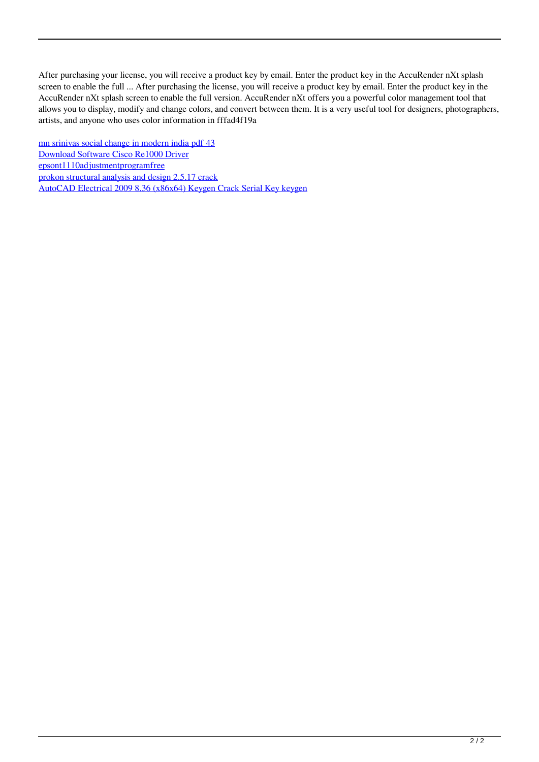After purchasing your license, you will receive a product key by email. Enter the product key in the AccuRender nXt splash screen to enable the full ... After purchasing the license, you will receive a product key by email. Enter the product key in the AccuRender nXt splash screen to enable the full version. AccuRender nXt offers you a powerful color management tool that allows you to display, modify and change colors, and convert between them. It is a very useful tool for designers, photographers, artists, and anyone who uses color information in fffad4f19a

mn srinivas social change in modern india pdf 43
Download Software Cisco Re1000 Driver
epsont1110adjustmentprogramfree
prokon structural analysis and design 2.5.17 crack
AutoCAD Electrical 2009 8.36 (x86x64) Keygen Crack Serial Key keygen